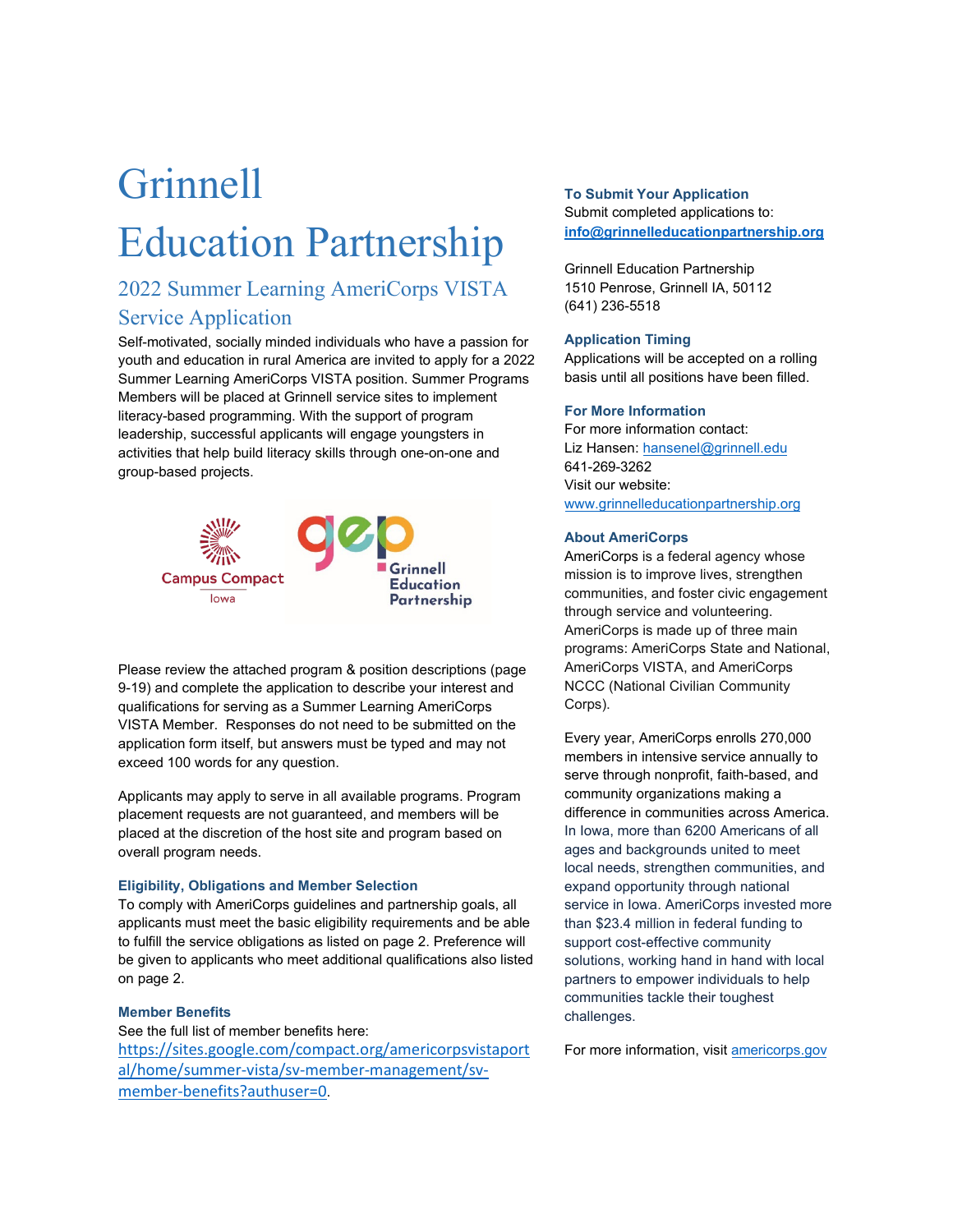# Grinnell Education Partnership

## 2022 Summer Learning AmeriCorps VISTA Service Application

Self-motivated, socially minded individuals who have a passion for youth and education in rural America are invited to apply for a 2022 Summer Learning AmeriCorps VISTA position. Summer Programs Members will be placed at Grinnell service sites to implement literacy-based programming. With the support of program leadership, successful applicants will engage youngsters in activities that help build literacy skills through one-on-one and group-based projects.

Please review the attached program & position descriptions (page 9-19) and complete the application to describe your interest and qualifications for serving as a Summer Learning AmeriCorps VISTA Member. Responses do not need to be submitted on the application form itself, but answers must be typed and may not exceed 100 words for any question.

Applicants may apply to serve in all available programs. Program placement requests are not guaranteed, and members will be placed at the discretion of the host site and program based on overall program needs.

### Eligibility, Obligations and Member Selection

To comply with AmeriCorps guidelines and partnership goals, all applicants must meet the basic eligibility requirements and be able to fulfill the service obligations as listed on page 2. Preference will be given to applicants who meet additional qualifications also listed on page 2.

### Member Benefits

See the full list of member benefits here: https://sites.google.com/compact.org/americorpsvistaportal/home/summer-vista/sv-member-management/sv-member-benefits?authuser=0.

### To Submit Your Application

Submit completed applications to: **info@grinnelleducationpartnership.org**

Grinnell Education Partnership
1510 Penrose, Grinnell IA, 50112
(641) 236-5518

### Application Timing

Applications will be accepted on a rolling basis until all positions have been filled.

### For More Information

For more information contact:
Liz Hansen: hansenel@grinnell.edu
641-269-3262
Visit our website:
www.grinnelleducationpartnership.org

### About AmeriCorps

AmeriCorps is a federal agency whose mission is to improve lives, strengthen communities, and foster civic engagement through service and volunteering. AmeriCorps is made up of three main programs: AmeriCorps State and National, AmeriCorps VISTA, and AmeriCorps NCCC (National Civilian Community Corps).

Every year, AmeriCorps enrolls 270,000 members in intensive service annually to serve through nonprofit, faith-based, and community organizations making a difference in communities across America. In Iowa, more than 6200 Americans of all ages and backgrounds united to meet local needs, strengthen communities, and expand opportunity through national service in Iowa. AmeriCorps invested more than $23.4 million in federal funding to support cost-effective community solutions, working hand in hand with local partners to empower individuals to help communities tackle their toughest challenges.

For more information, visit americorps.gov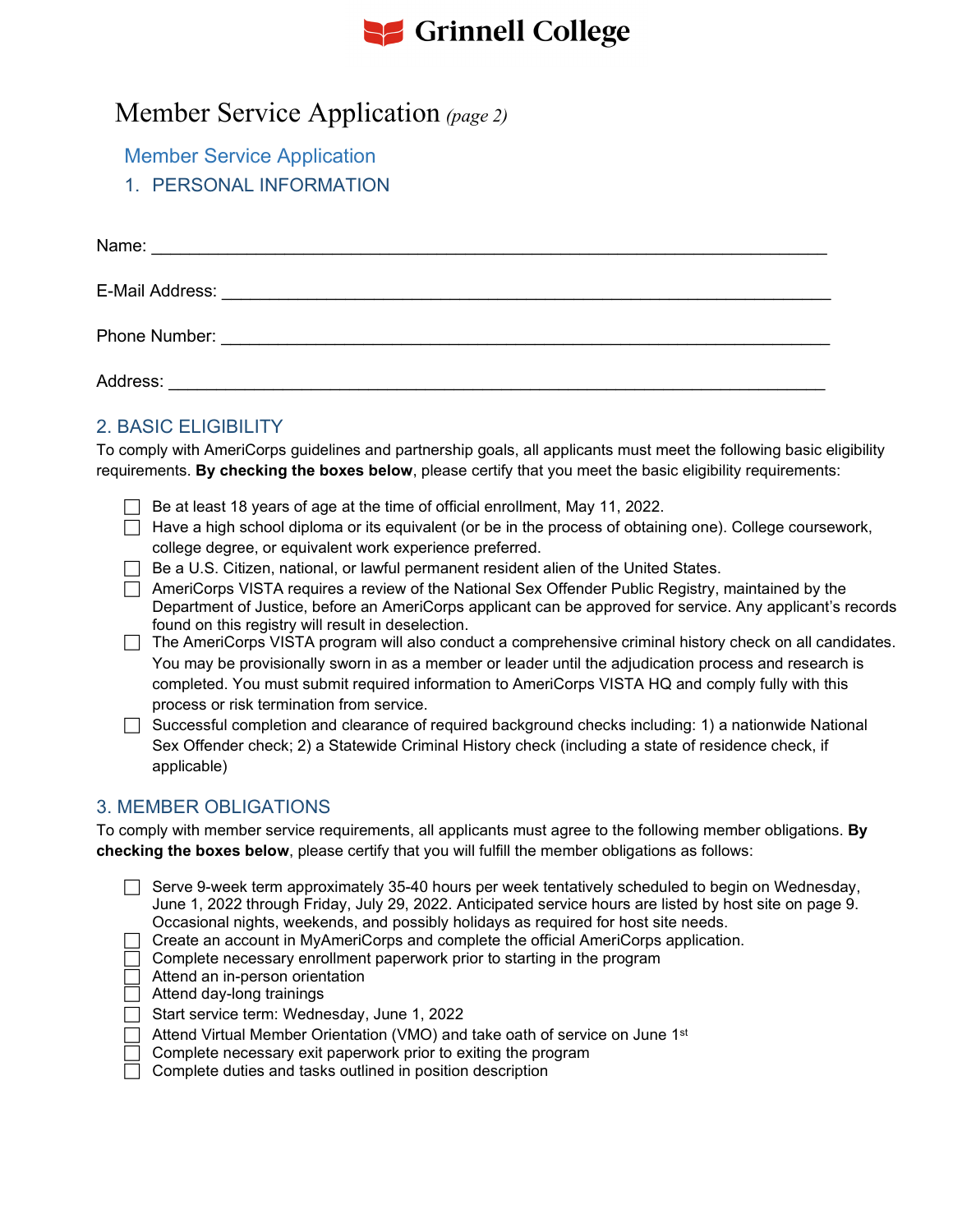# Member Service Application *(page 2)*

## Member Service Application

### 1. PERSONAL INFORMATION

Name: ______________________________________________________________________

E-Mail Address: ______________________________________________________________

Phone Number: ______________________________________________________________

Address: ____________________________________________________________________

### 2. BASIC ELIGIBILITY

To comply with AmeriCorps guidelines and partnership goals, all applicants must meet the following basic eligibility requirements. **By checking the boxes below**, please certify that you meet the basic eligibility requirements:

- ☐ Be at least 18 years of age at the time of official enrollment, May 11, 2022.
- ☐ Have a high school diploma or its equivalent (or be in the process of obtaining one). College coursework, college degree, or equivalent work experience preferred.
- ☐ Be a U.S. Citizen, national, or lawful permanent resident alien of the United States.
- ☐ AmeriCorps VISTA requires a review of the National Sex Offender Public Registry, maintained by the Department of Justice, before an AmeriCorps applicant can be approved for service. Any applicant's records found on this registry will result in deselection.
- ☐ The AmeriCorps VISTA program will also conduct a comprehensive criminal history check on all candidates. You may be provisionally sworn in as a member or leader until the adjudication process and research is completed. You must submit required information to AmeriCorps VISTA HQ and comply fully with this process or risk termination from service.
- ☐ Successful completion and clearance of required background checks including: 1) a nationwide National Sex Offender check; 2) a Statewide Criminal History check (including a state of residence check, if applicable)

### 3. MEMBER OBLIGATIONS

To comply with member service requirements, all applicants must agree to the following member obligations. **By checking the boxes below**, please certify that you will fulfill the member obligations as follows:

- ☐ Serve 9-week term approximately 35-40 hours per week tentatively scheduled to begin on Wednesday, June 1, 2022 through Friday, July 29, 2022. Anticipated service hours are listed by host site on page 9. Occasional nights, weekends, and possibly holidays as required for host site needs.
- ☐ Create an account in MyAmeriCorps and complete the official AmeriCorps application.
- ☐ Complete necessary enrollment paperwork prior to starting in the program
- ☐ Attend an in-person orientation
- ☐ Attend day-long trainings
- ☐ Start service term: Wednesday, June 1, 2022
- ☐ Attend Virtual Member Orientation (VMO) and take oath of service on June 1st
- ☐ Complete necessary exit paperwork prior to exiting the program
- ☐ Complete duties and tasks outlined in position description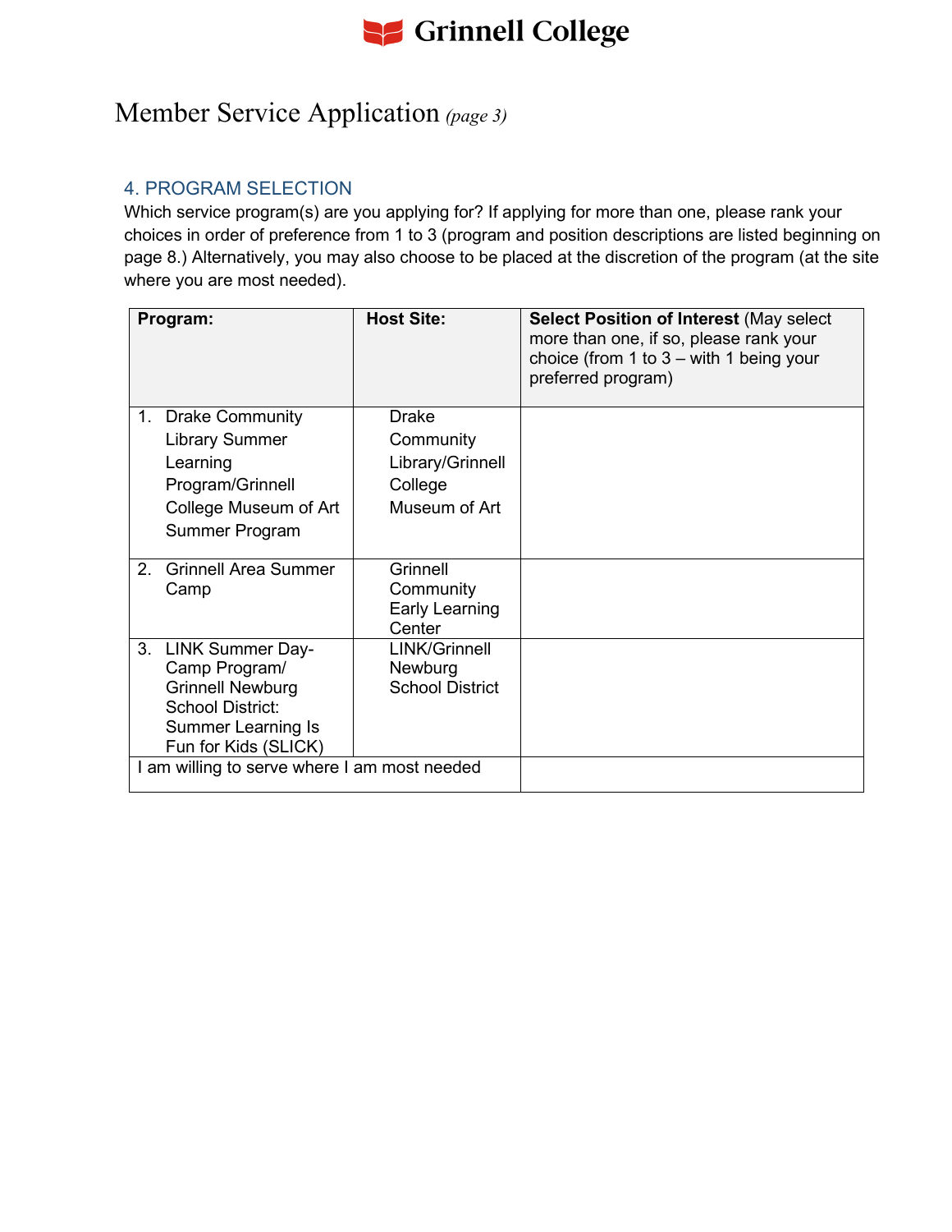# Member Service Application *(page 3)*

## 4. PROGRAM SELECTION

Which service program(s) are you applying for? If applying for more than one, please rank your choices in order of preference from 1 to 3 (program and position descriptions are listed beginning on page 8.) Alternatively, you may also choose to be placed at the discretion of the program (at the site where you are most needed).

| **Program:** | **Host Site:** | **Select Position of Interest** (May select more than one, if so, please rank your choice (from 1 to 3 – with 1 being your preferred program) |
|---|---|---|
| 1. Drake Community Library Summer Learning Program/Grinnell College Museum of Art Summer Program | Drake Community Library/Grinnell College Museum of Art | |
| 2. Grinnell Area Summer Camp | Grinnell Community Early Learning Center | |
| 3. LINK Summer Day-Camp Program/ Grinnell Newburg School District: Summer Learning Is Fun for Kids (SLICK) | LINK/Grinnell Newburg School District | |
| I am willing to serve where I am most needed | | |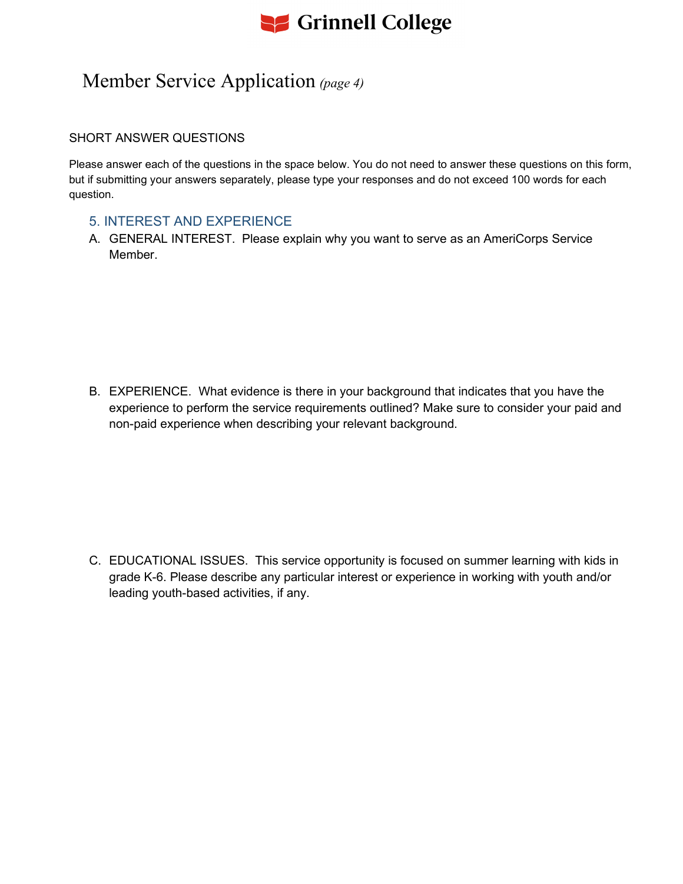# Member Service Application *(page 4)*

SHORT ANSWER QUESTIONS

Please answer each of the questions in the space below. You do not need to answer these questions on this form, but if submitting your answers separately, please type your responses and do not exceed 100 words for each question.

## 5. INTEREST AND EXPERIENCE

A. GENERAL INTEREST. Please explain why you want to serve as an AmeriCorps Service Member.

B. EXPERIENCE. What evidence is there in your background that indicates that you have the experience to perform the service requirements outlined? Make sure to consider your paid and non-paid experience when describing your relevant background.

C. EDUCATIONAL ISSUES. This service opportunity is focused on summer learning with kids in grade K-6. Please describe any particular interest or experience in working with youth and/or leading youth-based activities, if any.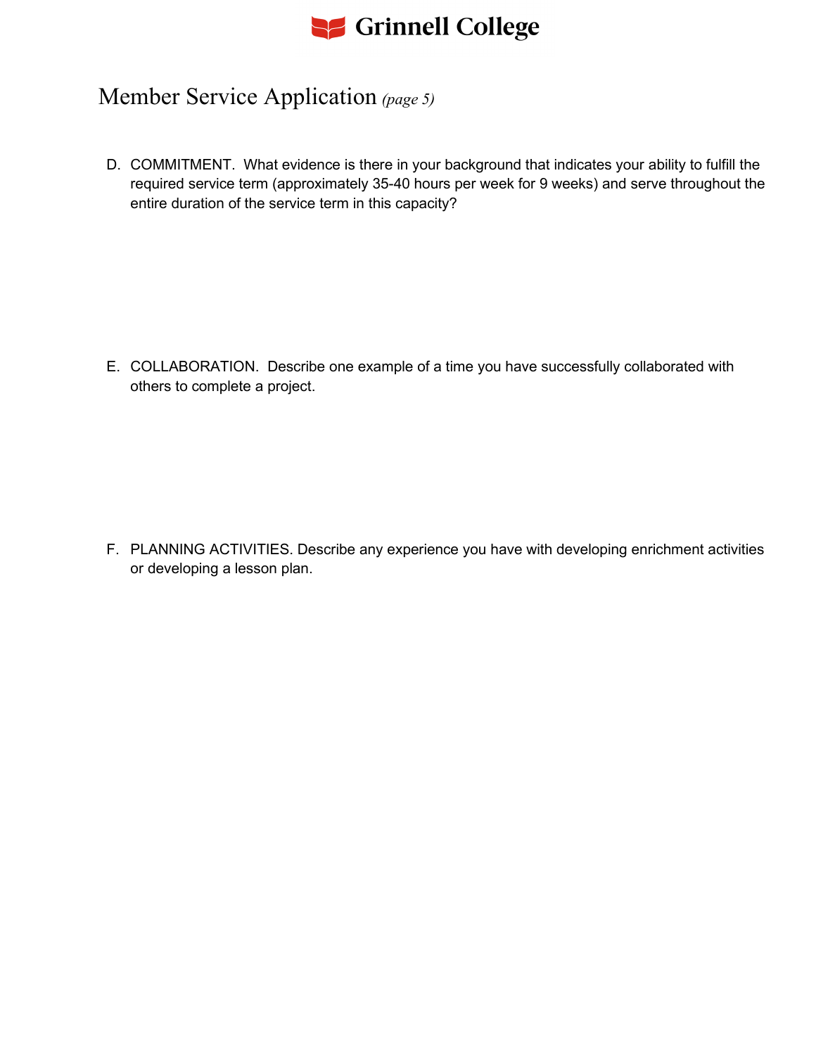# Grinnell College

## Member Service Application *(page 5)*

D. COMMITMENT. What evidence is there in your background that indicates your ability to fulfill the required service term (approximately 35-40 hours per week for 9 weeks) and serve throughout the entire duration of the service term in this capacity?

E. COLLABORATION. Describe one example of a time you have successfully collaborated with others to complete a project.

F. PLANNING ACTIVITIES. Describe any experience you have with developing enrichment activities or developing a lesson plan.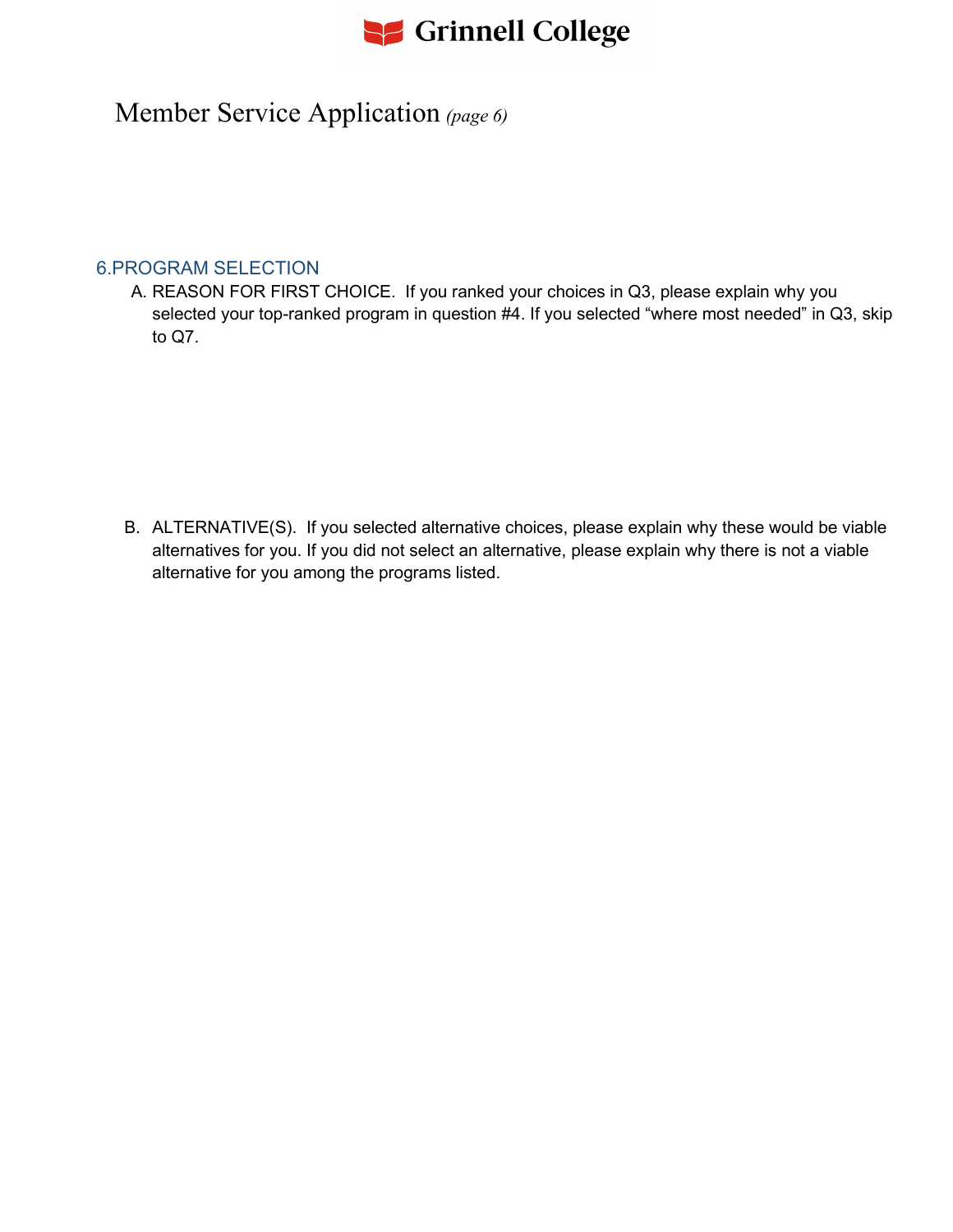# Member Service Application *(page 6)*

## 6.PROGRAM SELECTION

A. REASON FOR FIRST CHOICE. If you ranked your choices in Q3, please explain why you selected your top-ranked program in question #4. If you selected “where most needed” in Q3, skip to Q7.

B. ALTERNATIVE(S). If you selected alternative choices, please explain why these would be viable alternatives for you. If you did not select an alternative, please explain why there is not a viable alternative for you among the programs listed.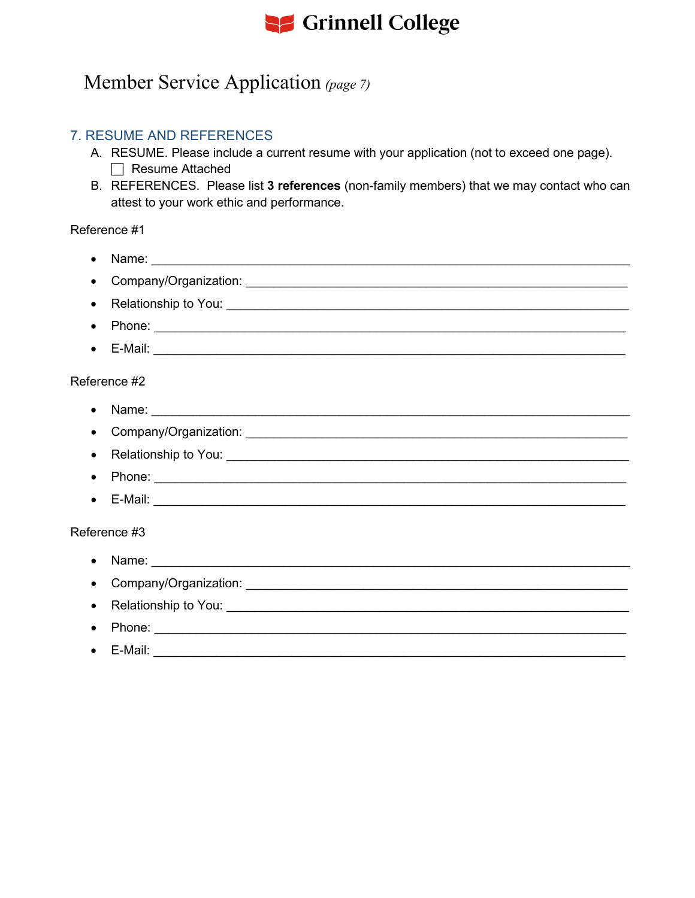# Member Service Application *(page 7)*

## 7. RESUME AND REFERENCES

A. RESUME. Please include a current resume with your application (not to exceed one page).
   ☐ Resume Attached

B. REFERENCES. Please list **3 references** (non-family members) that we may contact who can attest to your work ethic and performance.

Reference #1

- Name: ___________________________________________________________________
- Company/Organization: ______________________________________________________
- Relationship to You: _________________________________________________________
- Phone: ___________________________________________________________________
- E-Mail: ___________________________________________________________________

Reference #2

- Name: ___________________________________________________________________
- Company/Organization: ______________________________________________________
- Relationship to You: _________________________________________________________
- Phone: ___________________________________________________________________
- E-Mail: ___________________________________________________________________

Reference #3

- Name: ___________________________________________________________________
- Company/Organization: ______________________________________________________
- Relationship to You: _________________________________________________________
- Phone: ___________________________________________________________________
- E-Mail: ___________________________________________________________________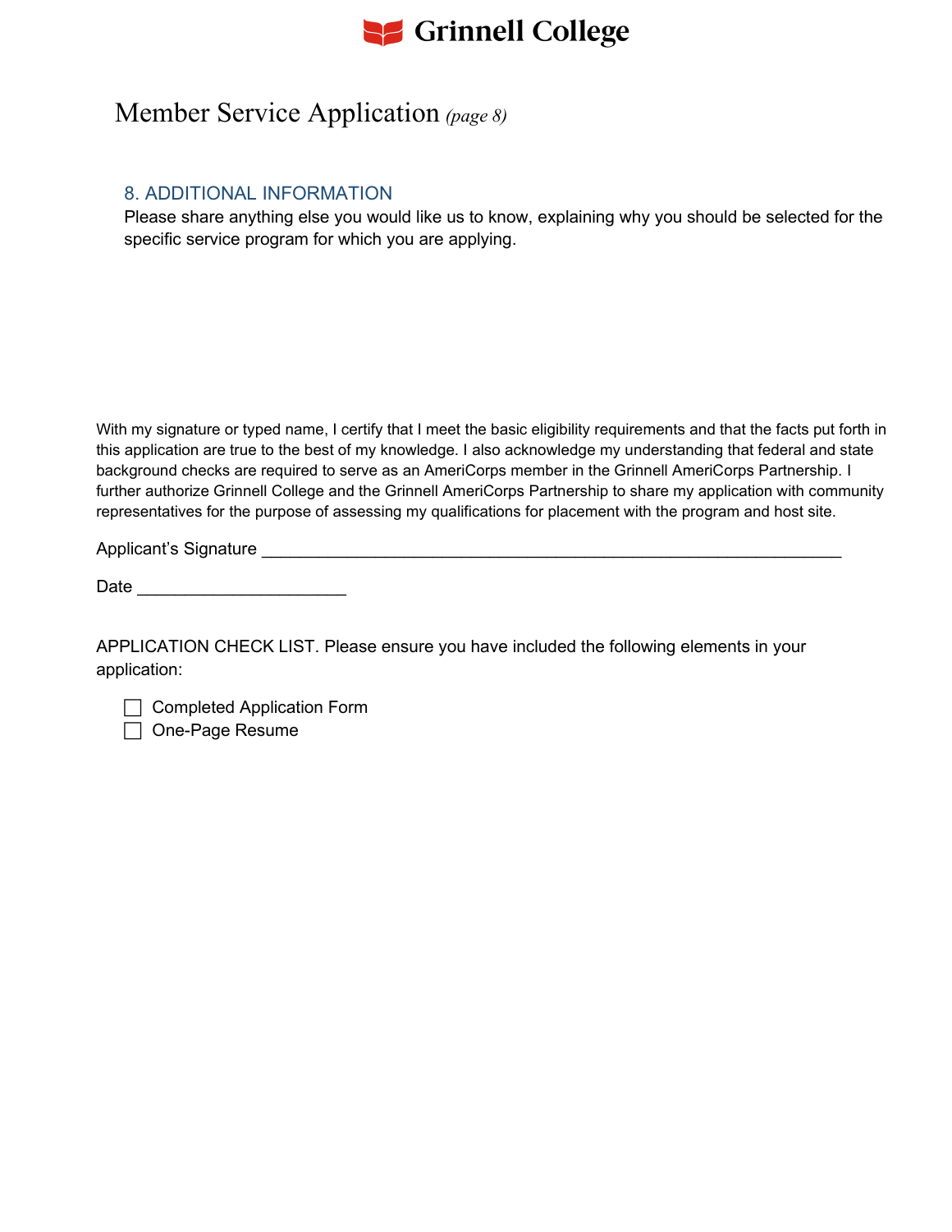# Member Service Application *(page 8)*

## 8. ADDITIONAL INFORMATION

Please share anything else you would like us to know, explaining why you should be selected for the specific service program for which you are applying.

With my signature or typed name, I certify that I meet the basic eligibility requirements and that the facts put forth in this application are true to the best of my knowledge. I also acknowledge my understanding that federal and state background checks are required to serve as an AmeriCorps member in the Grinnell AmeriCorps Partnership. I further authorize Grinnell College and the Grinnell AmeriCorps Partnership to share my application with community representatives for the purpose of assessing my qualifications for placement with the program and host site.

Applicant's Signature ___________________________________________________________

Date _____________________

APPLICATION CHECK LIST. Please ensure you have included the following elements in your application:

- ☐ Completed Application Form
- ☐ One-Page Resume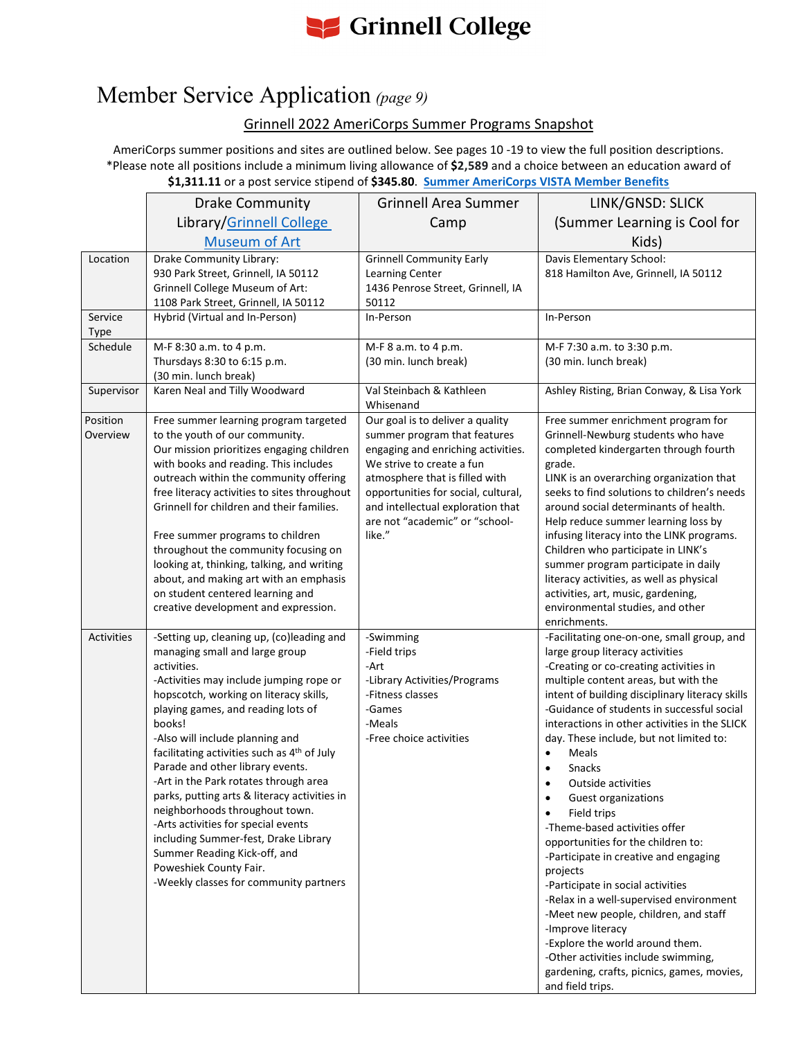# Grinnell College

# Member Service Application *(page 9)*

## Grinnell 2022 AmeriCorps Summer Programs Snapshot

AmeriCorps summer positions and sites are outlined below. See pages 10 -19 to view the full position descriptions. *Please note all positions include a minimum living allowance of **$2,589** and a choice between an education award of **$1,311.11** or a post service stipend of **$345.80**. **Summer AmeriCorps VISTA Member Benefits**

| | Drake Community Library/Grinnell College Museum of Art | Grinnell Area Summer Camp | LINK/GNSD: SLICK (Summer Learning is Cool for Kids) |
|---|---|---|---|
| Location | Drake Community Library:<br>930 Park Street, Grinnell, IA 50112<br>Grinnell College Museum of Art:<br>1108 Park Street, Grinnell, IA 50112 | Grinnell Community Early Learning Center<br>1436 Penrose Street, Grinnell, IA 50112 | Davis Elementary School:<br>818 Hamilton Ave, Grinnell, IA 50112 |
| Service Type | Hybrid (Virtual and In-Person) | In-Person | In-Person |
| Schedule | M-F 8:30 a.m. to 4 p.m.<br>Thursdays 8:30 to 6:15 p.m.<br>(30 min. lunch break) | M-F 8 a.m. to 4 p.m.<br>(30 min. lunch break) | M-F 7:30 a.m. to 3:30 p.m.<br>(30 min. lunch break) |
| Supervisor | Karen Neal and Tilly Woodward | Val Steinbach & Kathleen Whisenand | Ashley Risting, Brian Conway, & Lisa York |
| Position Overview | Free summer learning program targeted to the youth of our community.<br>Our mission prioritizes engaging children with books and reading. This includes outreach within the community offering free literacy activities to sites throughout Grinnell for children and their families.<br><br>Free summer programs to children throughout the community focusing on looking at, thinking, talking, and writing about, and making art with an emphasis on student centered learning and creative development and expression. | Our goal is to deliver a quality summer program that features engaging and enriching activities. We strive to create a fun atmosphere that is filled with opportunities for social, cultural, and intellectual exploration that are not "academic" or "school-like." | Free summer enrichment program for Grinnell-Newburg students who have completed kindergarten through fourth grade.<br>LINK is an overarching organization that seeks to find solutions to children's needs around social determinants of health.<br>Help reduce summer learning loss by infusing literacy into the LINK programs. Children who participate in LINK's summer program participate in daily literacy activities, as well as physical activities, art, music, gardening, environmental studies, and other enrichments. |
| Activities | -Setting up, cleaning up, (co)leading and managing small and large group activities.<br>-Activities may include jumping rope or hopscotch, working on literacy skills, playing games, and reading lots of books!<br>-Also will include planning and facilitating activities such as 4th of July Parade and other library events.<br>-Art in the Park rotates through area parks, putting arts & literacy activities in neighborhoods throughout town.<br>-Arts activities for special events including Summer-fest, Drake Library Summer Reading Kick-off, and Poweshiek County Fair.<br>-Weekly classes for community partners | -Swimming<br>-Field trips<br>-Art<br>-Library Activities/Programs<br>-Fitness classes<br>-Games<br>-Meals<br>-Free choice activities | -Facilitating one-on-one, small group, and large group literacy activities<br>-Creating or co-creating activities in multiple content areas, but with the intent of building disciplinary literacy skills<br>-Guidance of students in successful social interactions in other activities in the SLICK day. These include, but not limited to:<br>• Meals<br>• Snacks<br>• Outside activities<br>• Guest organizations<br>• Field trips<br>-Theme-based activities offer opportunities for the children to:<br>-Participate in creative and engaging projects<br>-Participate in social activities<br>-Relax in a well-supervised environment<br>-Meet new people, children, and staff<br>-Improve literacy<br>-Explore the world around them.<br>-Other activities include swimming, gardening, crafts, picnics, games, movies, and field trips. |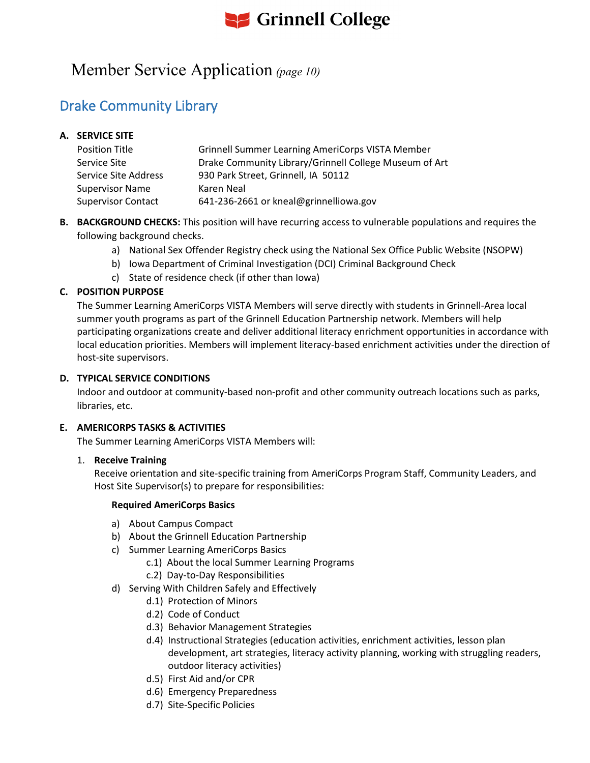# Member Service Application *(page 10)*

## Drake Community Library

**A. SERVICE SITE**

| | |
|---|---|
| Position Title | Grinnell Summer Learning AmeriCorps VISTA Member |
| Service Site | Drake Community Library/Grinnell College Museum of Art |
| Service Site Address | 930 Park Street, Grinnell, IA 50112 |
| Supervisor Name | Karen Neal |
| Supervisor Contact | 641-236-2661 or kneal@grinnelliowa.gov |

**B. BACKGROUND CHECKS:** This position will have recurring access to vulnerable populations and requires the following background checks.

a) National Sex Offender Registry check using the National Sex Office Public Website (NSOPW)
b) Iowa Department of Criminal Investigation (DCI) Criminal Background Check
c) State of residence check (if other than Iowa)

**C. POSITION PURPOSE**

The Summer Learning AmeriCorps VISTA Members will serve directly with students in Grinnell-Area local summer youth programs as part of the Grinnell Education Partnership network. Members will help participating organizations create and deliver additional literacy enrichment opportunities in accordance with local education priorities. Members will implement literacy-based enrichment activities under the direction of host-site supervisors.

**D. TYPICAL SERVICE CONDITIONS**

Indoor and outdoor at community-based non-profit and other community outreach locations such as parks, libraries, etc.

**E. AMERICORPS TASKS & ACTIVITIES**

The Summer Learning AmeriCorps VISTA Members will:

1. **Receive Training**

   Receive orientation and site-specific training from AmeriCorps Program Staff, Community Leaders, and Host Site Supervisor(s) to prepare for responsibilities:

   **Required AmeriCorps Basics**

   a) About Campus Compact
   b) About the Grinnell Education Partnership
   c) Summer Learning AmeriCorps Basics
      - c.1) About the local Summer Learning Programs
      - c.2) Day-to-Day Responsibilities
   
   d) Serving With Children Safely and Effectively
      - d.1) Protection of Minors
      - d.2) Code of Conduct
      - d.3) Behavior Management Strategies
      - d.4) Instructional Strategies (education activities, enrichment activities, lesson plan development, art strategies, literacy activity planning, working with struggling readers, outdoor literacy activities)
      - d.5) First Aid and/or CPR
      - d.6) Emergency Preparedness
      - d.7) Site-Specific Policies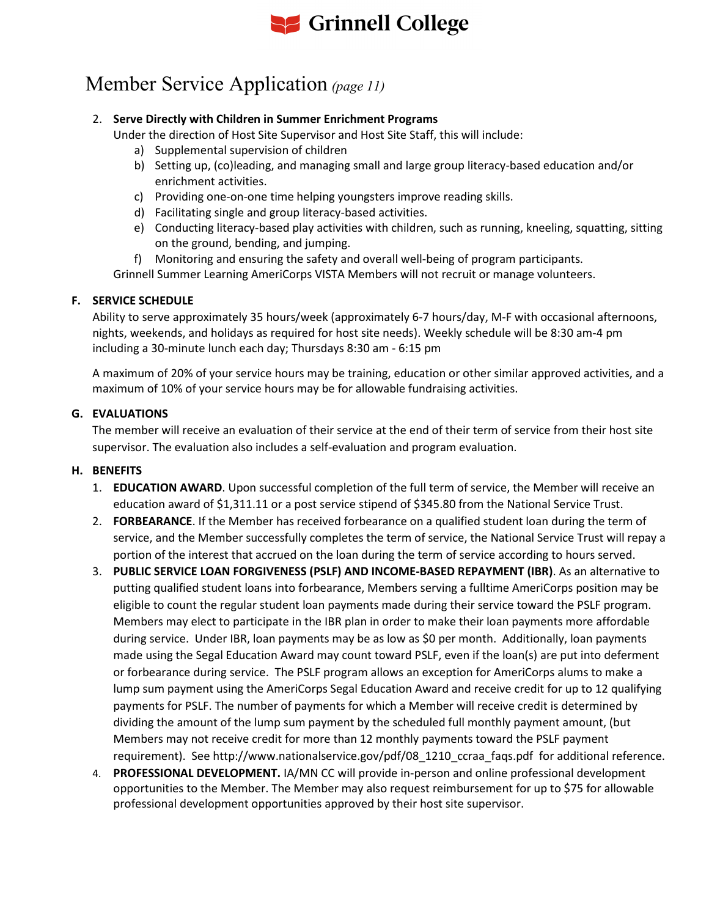# Member Service Application *(page 11)*

2. **Serve Directly with Children in Summer Enrichment Programs**
   Under the direction of Host Site Supervisor and Host Site Staff, this will include:
   a) Supplemental supervision of children
   b) Setting up, (co)leading, and managing small and large group literacy-based education and/or enrichment activities.
   c) Providing one-on-one time helping youngsters improve reading skills.
   d) Facilitating single and group literacy-based activities.
   e) Conducting literacy-based play activities with children, such as running, kneeling, squatting, sitting on the ground, bending, and jumping.
   f) Monitoring and ensuring the safety and overall well-being of program participants.

   Grinnell Summer Learning AmeriCorps VISTA Members will not recruit or manage volunteers.

**F. SERVICE SCHEDULE**

Ability to serve approximately 35 hours/week (approximately 6-7 hours/day, M-F with occasional afternoons, nights, weekends, and holidays as required for host site needs). Weekly schedule will be 8:30 am-4 pm including a 30-minute lunch each day; Thursdays 8:30 am - 6:15 pm

A maximum of 20% of your service hours may be training, education or other similar approved activities, and a maximum of 10% of your service hours may be for allowable fundraising activities.

**G. EVALUATIONS**

The member will receive an evaluation of their service at the end of their term of service from their host site supervisor. The evaluation also includes a self-evaluation and program evaluation.

**H. BENEFITS**

1. **EDUCATION AWARD**. Upon successful completion of the full term of service, the Member will receive an education award of $1,311.11 or a post service stipend of $345.80 from the National Service Trust.
2. **FORBEARANCE**. If the Member has received forbearance on a qualified student loan during the term of service, and the Member successfully completes the term of service, the National Service Trust will repay a portion of the interest that accrued on the loan during the term of service according to hours served.
3. **PUBLIC SERVICE LOAN FORGIVENESS (PSLF) AND INCOME-BASED REPAYMENT (IBR)**. As an alternative to putting qualified student loans into forbearance, Members serving a fulltime AmeriCorps position may be eligible to count the regular student loan payments made during their service toward the PSLF program. Members may elect to participate in the IBR plan in order to make their loan payments more affordable during service. Under IBR, loan payments may be as low as $0 per month. Additionally, loan payments made using the Segal Education Award may count toward PSLF, even if the loan(s) are put into deferment or forbearance during service. The PSLF program allows an exception for AmeriCorps alums to make a lump sum payment using the AmeriCorps Segal Education Award and receive credit for up to 12 qualifying payments for PSLF. The number of payments for which a Member will receive credit is determined by dividing the amount of the lump sum payment by the scheduled full monthly payment amount, (but Members may not receive credit for more than 12 monthly payments toward the PSLF payment requirement). See http://www.nationalservice.gov/pdf/08_1210_ccraa_faqs.pdf for additional reference.
4. **PROFESSIONAL DEVELOPMENT.** IA/MN CC will provide in-person and online professional development opportunities to the Member. The Member may also request reimbursement for up to $75 for allowable professional development opportunities approved by their host site supervisor.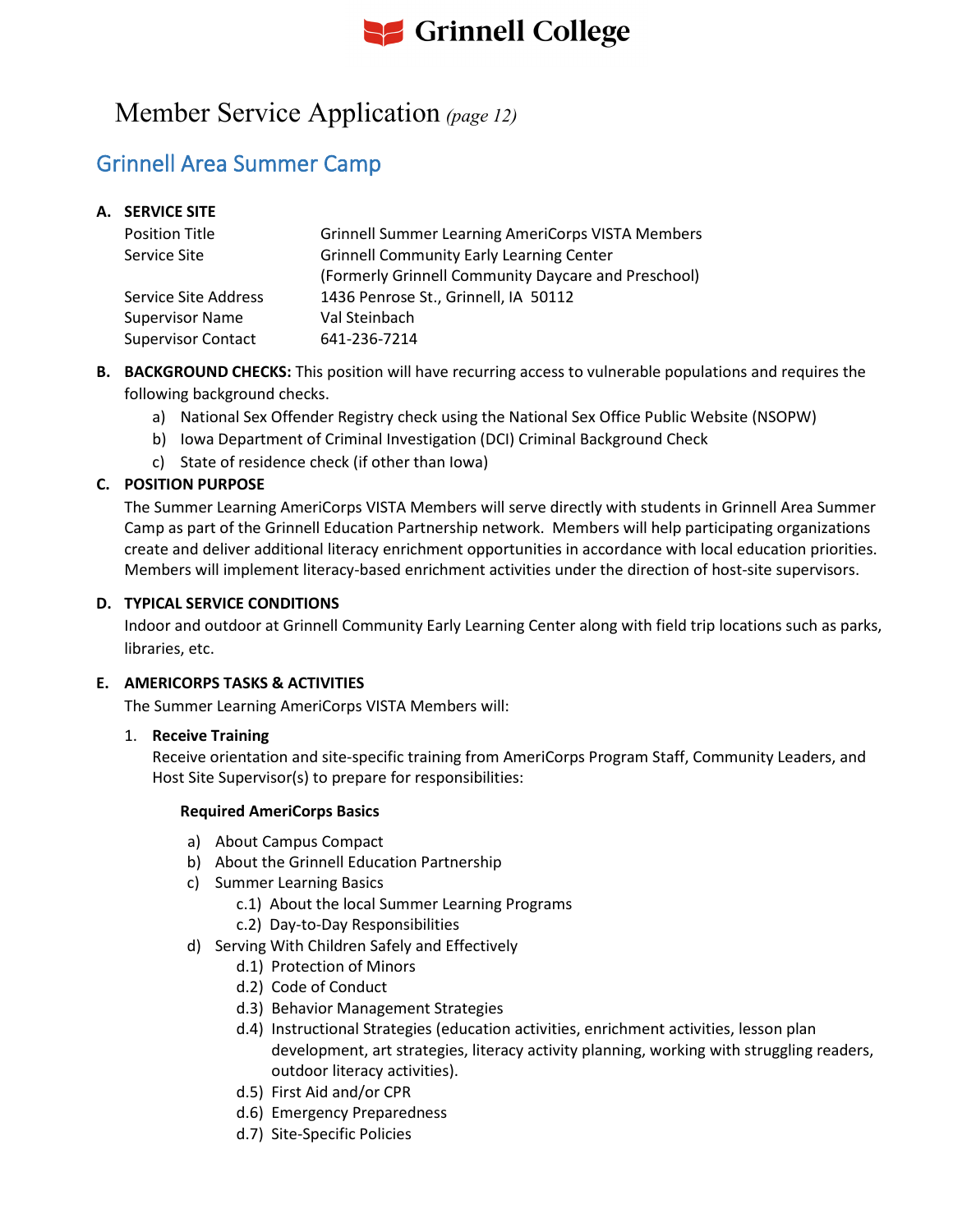# Member Service Application *(page 12)*

## Grinnell Area Summer Camp

**A. SERVICE SITE**

| | |
|---|---|
| Position Title | Grinnell Summer Learning AmeriCorps VISTA Members |
| Service Site | Grinnell Community Early Learning Center (Formerly Grinnell Community Daycare and Preschool) |
| Service Site Address | 1436 Penrose St., Grinnell, IA 50112 |
| Supervisor Name | Val Steinbach |
| Supervisor Contact | 641-236-7214 |

**B. BACKGROUND CHECKS:** This position will have recurring access to vulnerable populations and requires the following background checks.

a) National Sex Offender Registry check using the National Sex Office Public Website (NSOPW)
b) Iowa Department of Criminal Investigation (DCI) Criminal Background Check
c) State of residence check (if other than Iowa)

**C. POSITION PURPOSE**

The Summer Learning AmeriCorps VISTA Members will serve directly with students in Grinnell Area Summer Camp as part of the Grinnell Education Partnership network. Members will help participating organizations create and deliver additional literacy enrichment opportunities in accordance with local education priorities. Members will implement literacy-based enrichment activities under the direction of host-site supervisors.

**D. TYPICAL SERVICE CONDITIONS**

Indoor and outdoor at Grinnell Community Early Learning Center along with field trip locations such as parks, libraries, etc.

**E. AMERICORPS TASKS & ACTIVITIES**

The Summer Learning AmeriCorps VISTA Members will:

1. **Receive Training**
   Receive orientation and site-specific training from AmeriCorps Program Staff, Community Leaders, and Host Site Supervisor(s) to prepare for responsibilities:

   **Required AmeriCorps Basics**

   a) About Campus Compact
   b) About the Grinnell Education Partnership
   c) Summer Learning Basics
      c.1) About the local Summer Learning Programs
      c.2) Day-to-Day Responsibilities
   d) Serving With Children Safely and Effectively
      d.1) Protection of Minors
      d.2) Code of Conduct
      d.3) Behavior Management Strategies
      d.4) Instructional Strategies (education activities, enrichment activities, lesson plan development, art strategies, literacy activity planning, working with struggling readers, outdoor literacy activities).
      d.5) First Aid and/or CPR
      d.6) Emergency Preparedness
      d.7) Site-Specific Policies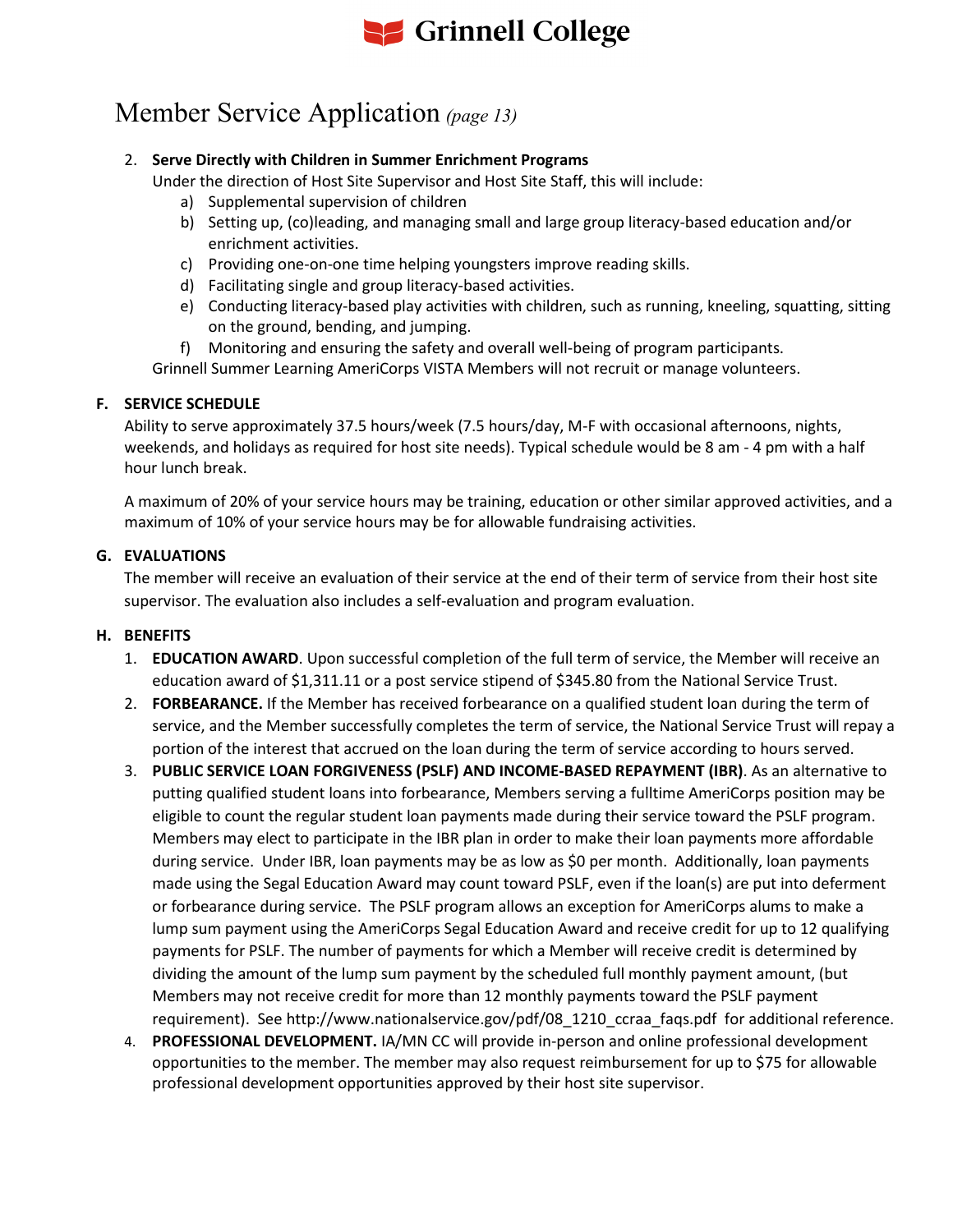# Member Service Application *(page 13)*

2. **Serve Directly with Children in Summer Enrichment Programs**
   Under the direction of Host Site Supervisor and Host Site Staff, this will include:
   a) Supplemental supervision of children
   b) Setting up, (co)leading, and managing small and large group literacy-based education and/or enrichment activities.
   c) Providing one-on-one time helping youngsters improve reading skills.
   d) Facilitating single and group literacy-based activities.
   e) Conducting literacy-based play activities with children, such as running, kneeling, squatting, sitting on the ground, bending, and jumping.
   f) Monitoring and ensuring the safety and overall well-being of program participants.

   Grinnell Summer Learning AmeriCorps VISTA Members will not recruit or manage volunteers.

### F. SERVICE SCHEDULE

Ability to serve approximately 37.5 hours/week (7.5 hours/day, M-F with occasional afternoons, nights, weekends, and holidays as required for host site needs). Typical schedule would be 8 am - 4 pm with a half hour lunch break.

A maximum of 20% of your service hours may be training, education or other similar approved activities, and a maximum of 10% of your service hours may be for allowable fundraising activities.

### G. EVALUATIONS

The member will receive an evaluation of their service at the end of their term of service from their host site supervisor. The evaluation also includes a self-evaluation and program evaluation.

### H. BENEFITS

1. **EDUCATION AWARD**. Upon successful completion of the full term of service, the Member will receive an education award of $1,311.11 or a post service stipend of $345.80 from the National Service Trust.
2. **FORBEARANCE.** If the Member has received forbearance on a qualified student loan during the term of service, and the Member successfully completes the term of service, the National Service Trust will repay a portion of the interest that accrued on the loan during the term of service according to hours served.
3. **PUBLIC SERVICE LOAN FORGIVENESS (PSLF) AND INCOME-BASED REPAYMENT (IBR)**. As an alternative to putting qualified student loans into forbearance, Members serving a fulltime AmeriCorps position may be eligible to count the regular student loan payments made during their service toward the PSLF program. Members may elect to participate in the IBR plan in order to make their loan payments more affordable during service. Under IBR, loan payments may be as low as $0 per month. Additionally, loan payments made using the Segal Education Award may count toward PSLF, even if the loan(s) are put into deferment or forbearance during service. The PSLF program allows an exception for AmeriCorps alums to make a lump sum payment using the AmeriCorps Segal Education Award and receive credit for up to 12 qualifying payments for PSLF. The number of payments for which a Member will receive credit is determined by dividing the amount of the lump sum payment by the scheduled full monthly payment amount, (but Members may not receive credit for more than 12 monthly payments toward the PSLF payment requirement). See http://www.nationalservice.gov/pdf/08_1210_ccraa_faqs.pdf for additional reference.
4. **PROFESSIONAL DEVELOPMENT.** IA/MN CC will provide in-person and online professional development opportunities to the member. The member may also request reimbursement for up to $75 for allowable professional development opportunities approved by their host site supervisor.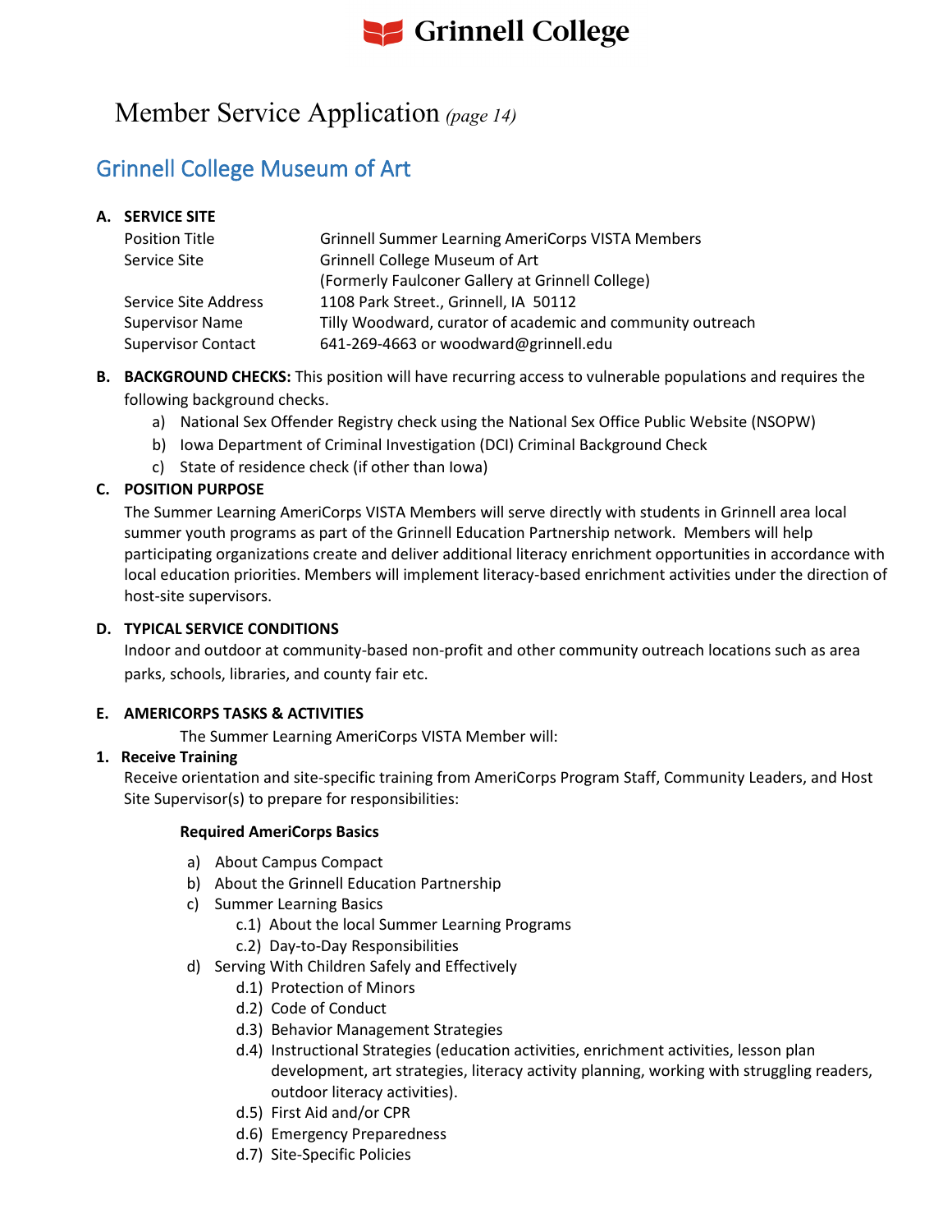# Member Service Application *(page 14)*

## Grinnell College Museum of Art

**A. SERVICE SITE**

| | |
|---|---|
| Position Title | Grinnell Summer Learning AmeriCorps VISTA Members |
| Service Site | Grinnell College Museum of Art (Formerly Faulconer Gallery at Grinnell College) |
| Service Site Address | 1108 Park Street., Grinnell, IA 50112 |
| Supervisor Name | Tilly Woodward, curator of academic and community outreach |
| Supervisor Contact | 641-269-4663 or woodward@grinnell.edu |

**B. BACKGROUND CHECKS:** This position will have recurring access to vulnerable populations and requires the following background checks.

a) National Sex Offender Registry check using the National Sex Office Public Website (NSOPW)
b) Iowa Department of Criminal Investigation (DCI) Criminal Background Check
c) State of residence check (if other than Iowa)

**C. POSITION PURPOSE**

The Summer Learning AmeriCorps VISTA Members will serve directly with students in Grinnell area local summer youth programs as part of the Grinnell Education Partnership network. Members will help participating organizations create and deliver additional literacy enrichment opportunities in accordance with local education priorities. Members will implement literacy-based enrichment activities under the direction of host-site supervisors.

**D. TYPICAL SERVICE CONDITIONS**

Indoor and outdoor at community-based non-profit and other community outreach locations such as area parks, schools, libraries, and county fair etc.

**E. AMERICORPS TASKS & ACTIVITIES**

The Summer Learning AmeriCorps VISTA Member will:

**1. Receive Training**

Receive orientation and site-specific training from AmeriCorps Program Staff, Community Leaders, and Host Site Supervisor(s) to prepare for responsibilities:

**Required AmeriCorps Basics**

a) About Campus Compact
b) About the Grinnell Education Partnership
c) Summer Learning Basics
   - c.1) About the local Summer Learning Programs
   - c.2) Day-to-Day Responsibilities
d) Serving With Children Safely and Effectively
   - d.1) Protection of Minors
   - d.2) Code of Conduct
   - d.3) Behavior Management Strategies
   - d.4) Instructional Strategies (education activities, enrichment activities, lesson plan development, art strategies, literacy activity planning, working with struggling readers, outdoor literacy activities).
   - d.5) First Aid and/or CPR
   - d.6) Emergency Preparedness
   - d.7) Site-Specific Policies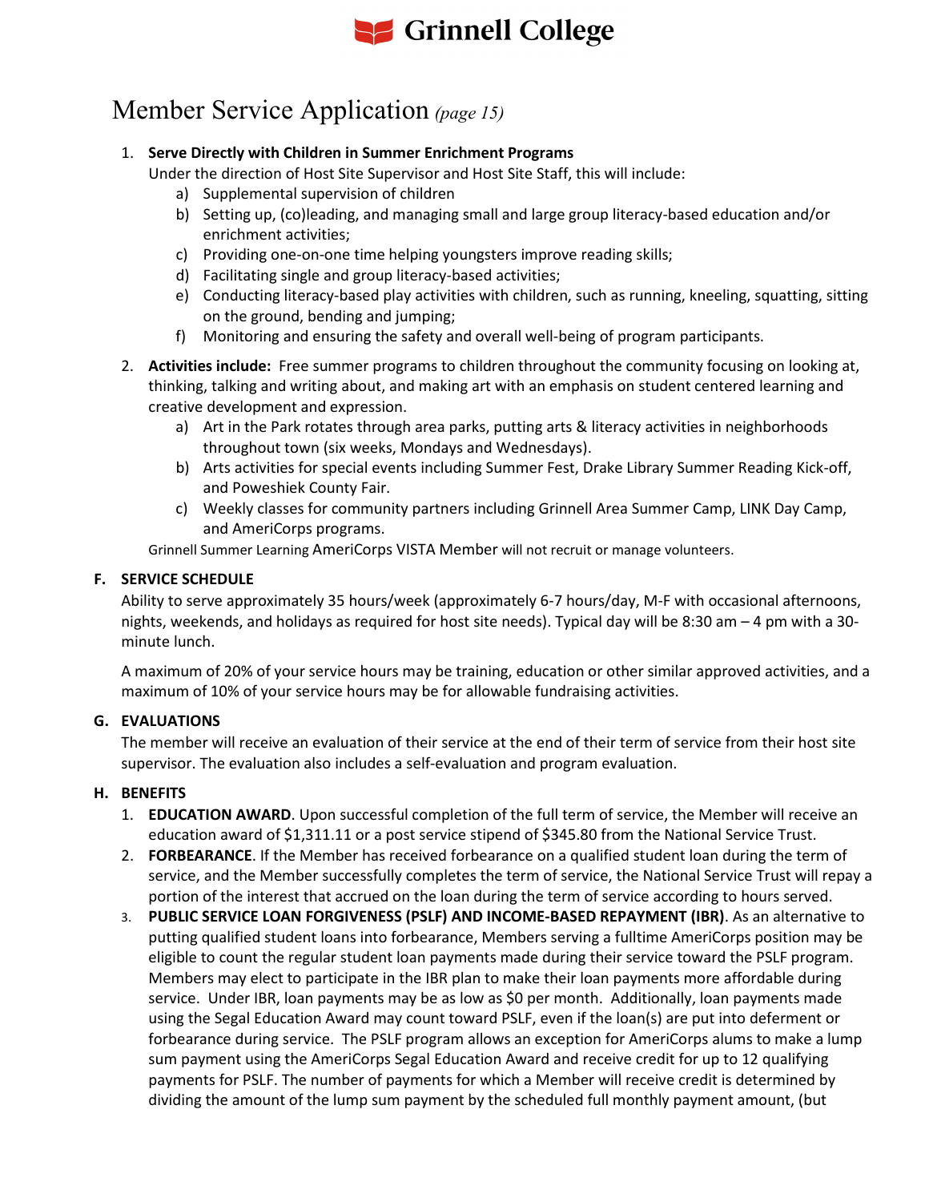# Member Service Application *(page 15)*

1. **Serve Directly with Children in Summer Enrichment Programs**
   Under the direction of Host Site Supervisor and Host Site Staff, this will include:
   a) Supplemental supervision of children
   b) Setting up, (co)leading, and managing small and large group literacy-based education and/or enrichment activities;
   c) Providing one-on-one time helping youngsters improve reading skills;
   d) Facilitating single and group literacy-based activities;
   e) Conducting literacy-based play activities with children, such as running, kneeling, squatting, sitting on the ground, bending and jumping;
   f) Monitoring and ensuring the safety and overall well-being of program participants.

2. **Activities include:** Free summer programs to children throughout the community focusing on looking at, thinking, talking and writing about, and making art with an emphasis on student centered learning and creative development and expression.
   a) Art in the Park rotates through area parks, putting arts & literacy activities in neighborhoods throughout town (six weeks, Mondays and Wednesdays).
   b) Arts activities for special events including Summer Fest, Drake Library Summer Reading Kick-off, and Poweshiek County Fair.
   c) Weekly classes for community partners including Grinnell Area Summer Camp, LINK Day Camp, and AmeriCorps programs.

   Grinnell Summer Learning AmeriCorps VISTA Member will not recruit or manage volunteers.

## F. SERVICE SCHEDULE

Ability to serve approximately 35 hours/week (approximately 6-7 hours/day, M-F with occasional afternoons, nights, weekends, and holidays as required for host site needs). Typical day will be 8:30 am – 4 pm with a 30-minute lunch.

A maximum of 20% of your service hours may be training, education or other similar approved activities, and a maximum of 10% of your service hours may be for allowable fundraising activities.

## G. EVALUATIONS

The member will receive an evaluation of their service at the end of their term of service from their host site supervisor. The evaluation also includes a self-evaluation and program evaluation.

## H. BENEFITS

1. **EDUCATION AWARD**. Upon successful completion of the full term of service, the Member will receive an education award of $1,311.11 or a post service stipend of $345.80 from the National Service Trust.
2. **FORBEARANCE**. If the Member has received forbearance on a qualified student loan during the term of service, and the Member successfully completes the term of service, the National Service Trust will repay a portion of the interest that accrued on the loan during the term of service according to hours served.
3. **PUBLIC SERVICE LOAN FORGIVENESS (PSLF) AND INCOME-BASED REPAYMENT (IBR)**. As an alternative to putting qualified student loans into forbearance, Members serving a fulltime AmeriCorps position may be eligible to count the regular student loan payments made during their service toward the PSLF program. Members may elect to participate in the IBR plan to make their loan payments more affordable during service. Under IBR, loan payments may be as low as $0 per month. Additionally, loan payments made using the Segal Education Award may count toward PSLF, even if the loan(s) are put into deferment or forbearance during service. The PSLF program allows an exception for AmeriCorps alums to make a lump sum payment using the AmeriCorps Segal Education Award and receive credit for up to 12 qualifying payments for PSLF. The number of payments for which a Member will receive credit is determined by dividing the amount of the lump sum payment by the scheduled full monthly payment amount, (but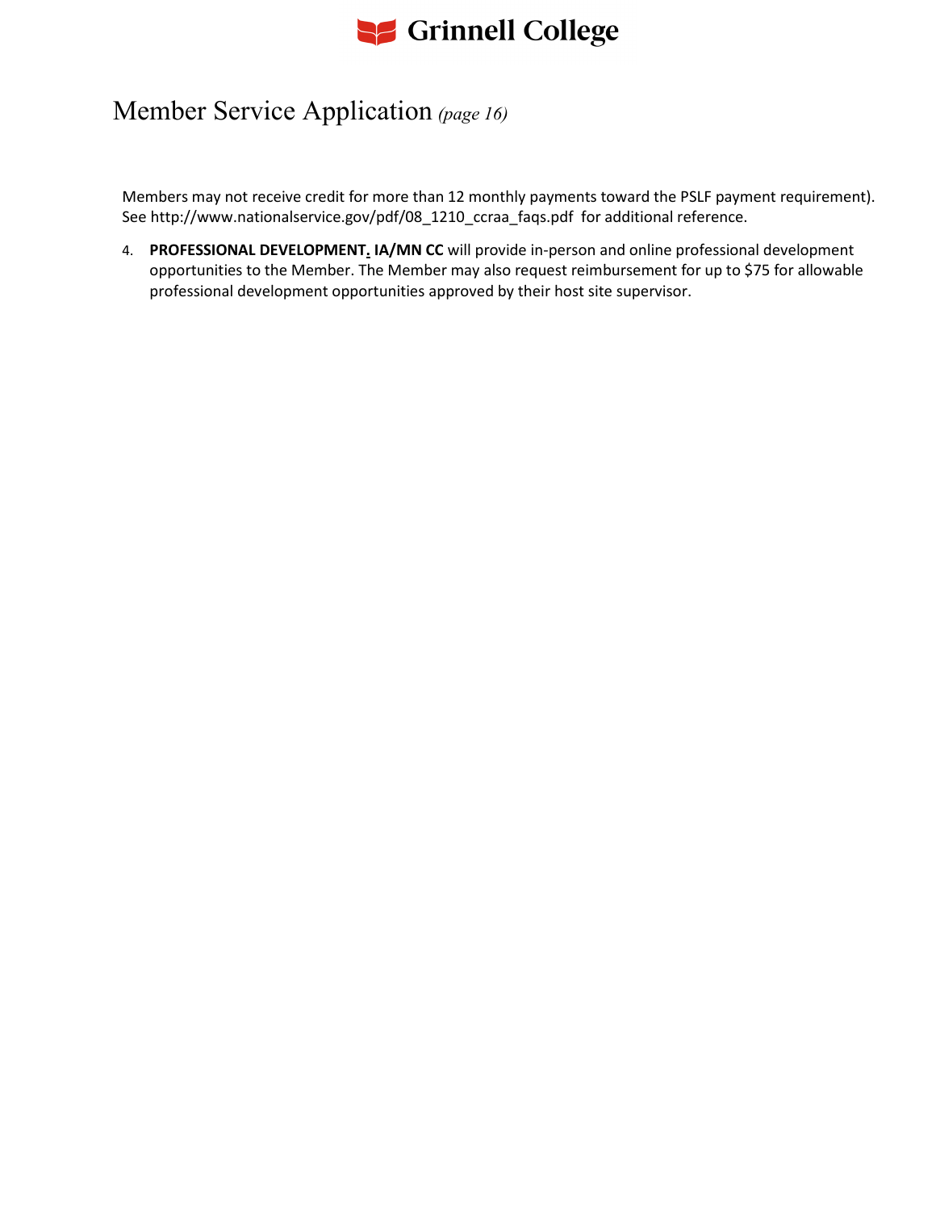# Member Service Application *(page 16)*

Members may not receive credit for more than 12 monthly payments toward the PSLF payment requirement). See http://www.nationalservice.gov/pdf/08_1210_ccraa_faqs.pdf for additional reference.

4. **PROFESSIONAL DEVELOPMENT. IA/MN CC** will provide in-person and online professional development opportunities to the Member. The Member may also request reimbursement for up to $75 for allowable professional development opportunities approved by their host site supervisor.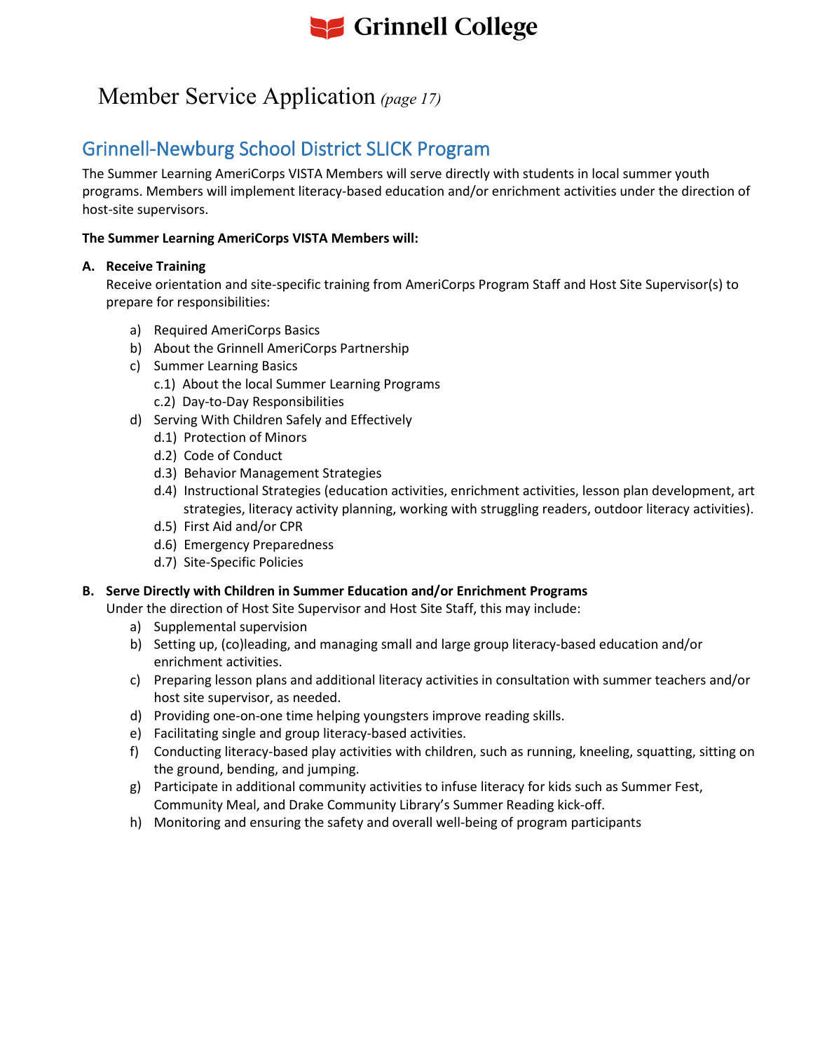# Member Service Application *(page 17)*

## Grinnell-Newburg School District SLICK Program

The Summer Learning AmeriCorps VISTA Members will serve directly with students in local summer youth programs. Members will implement literacy-based education and/or enrichment activities under the direction of host-site supervisors.

**The Summer Learning AmeriCorps VISTA Members will:**

**A. Receive Training**

Receive orientation and site-specific training from AmeriCorps Program Staff and Host Site Supervisor(s) to prepare for responsibilities:

- a) Required AmeriCorps Basics
- b) About the Grinnell AmeriCorps Partnership
- c) Summer Learning Basics
  - c.1) About the local Summer Learning Programs
  - c.2) Day-to-Day Responsibilities
- d) Serving With Children Safely and Effectively
  - d.1) Protection of Minors
  - d.2) Code of Conduct
  - d.3) Behavior Management Strategies
  - d.4) Instructional Strategies (education activities, enrichment activities, lesson plan development, art strategies, literacy activity planning, working with struggling readers, outdoor literacy activities).
  - d.5) First Aid and/or CPR
  - d.6) Emergency Preparedness
  - d.7) Site-Specific Policies

**B. Serve Directly with Children in Summer Education and/or Enrichment Programs**

Under the direction of Host Site Supervisor and Host Site Staff, this may include:

- a) Supplemental supervision
- b) Setting up, (co)leading, and managing small and large group literacy-based education and/or enrichment activities.
- c) Preparing lesson plans and additional literacy activities in consultation with summer teachers and/or host site supervisor, as needed.
- d) Providing one-on-one time helping youngsters improve reading skills.
- e) Facilitating single and group literacy-based activities.
- f) Conducting literacy-based play activities with children, such as running, kneeling, squatting, sitting on the ground, bending, and jumping.
- g) Participate in additional community activities to infuse literacy for kids such as Summer Fest, Community Meal, and Drake Community Library's Summer Reading kick-off.
- h) Monitoring and ensuring the safety and overall well-being of program participants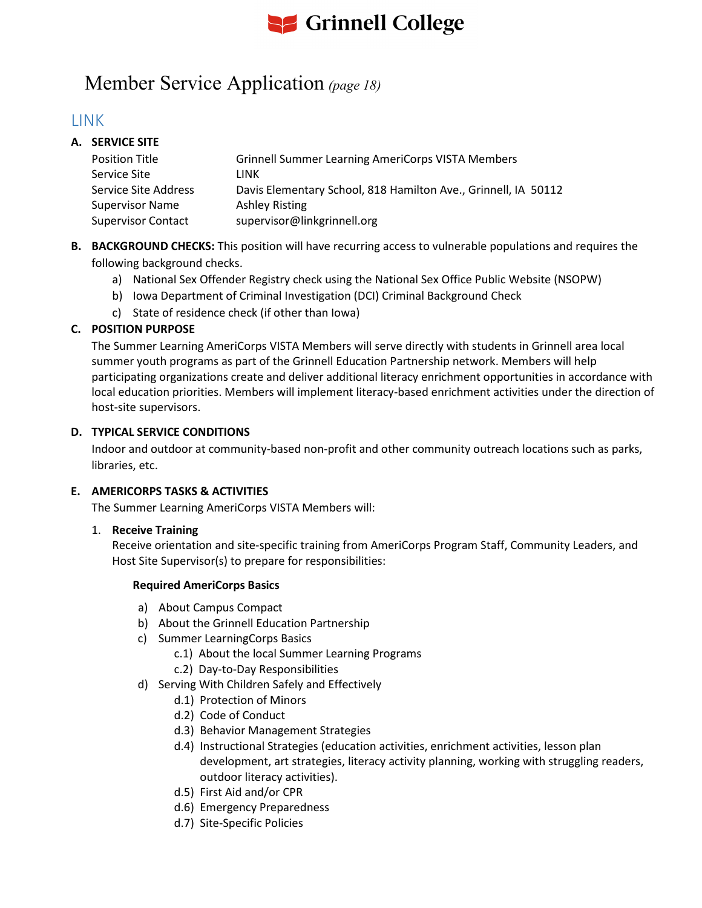# Member Service Application *(page 18)*

## LINK

**A. SERVICE SITE**

| | |
|---|---|
| Position Title | Grinnell Summer Learning AmeriCorps VISTA Members |
| Service Site | LINK |
| Service Site Address | Davis Elementary School, 818 Hamilton Ave., Grinnell, IA 50112 |
| Supervisor Name | Ashley Risting |
| Supervisor Contact | supervisor@linkgrinnell.org |

**B. BACKGROUND CHECKS:** This position will have recurring access to vulnerable populations and requires the following background checks.

a) National Sex Offender Registry check using the National Sex Office Public Website (NSOPW)
b) Iowa Department of Criminal Investigation (DCI) Criminal Background Check
c) State of residence check (if other than Iowa)

**C. POSITION PURPOSE**

The Summer Learning AmeriCorps VISTA Members will serve directly with students in Grinnell area local summer youth programs as part of the Grinnell Education Partnership network. Members will help participating organizations create and deliver additional literacy enrichment opportunities in accordance with local education priorities. Members will implement literacy-based enrichment activities under the direction of host-site supervisors.

**D. TYPICAL SERVICE CONDITIONS**

Indoor and outdoor at community-based non-profit and other community outreach locations such as parks, libraries, etc.

**E. AMERICORPS TASKS & ACTIVITIES**

The Summer Learning AmeriCorps VISTA Members will:

1. **Receive Training**
   Receive orientation and site-specific training from AmeriCorps Program Staff, Community Leaders, and Host Site Supervisor(s) to prepare for responsibilities:

   **Required AmeriCorps Basics**

   a) About Campus Compact
   b) About the Grinnell Education Partnership
   c) Summer LearningCorps Basics
      c.1) About the local Summer Learning Programs
      c.2) Day-to-Day Responsibilities
   d) Serving With Children Safely and Effectively
      d.1) Protection of Minors
      d.2) Code of Conduct
      d.3) Behavior Management Strategies
      d.4) Instructional Strategies (education activities, enrichment activities, lesson plan development, art strategies, literacy activity planning, working with struggling readers, outdoor literacy activities).
      d.5) First Aid and/or CPR
      d.6) Emergency Preparedness
      d.7) Site-Specific Policies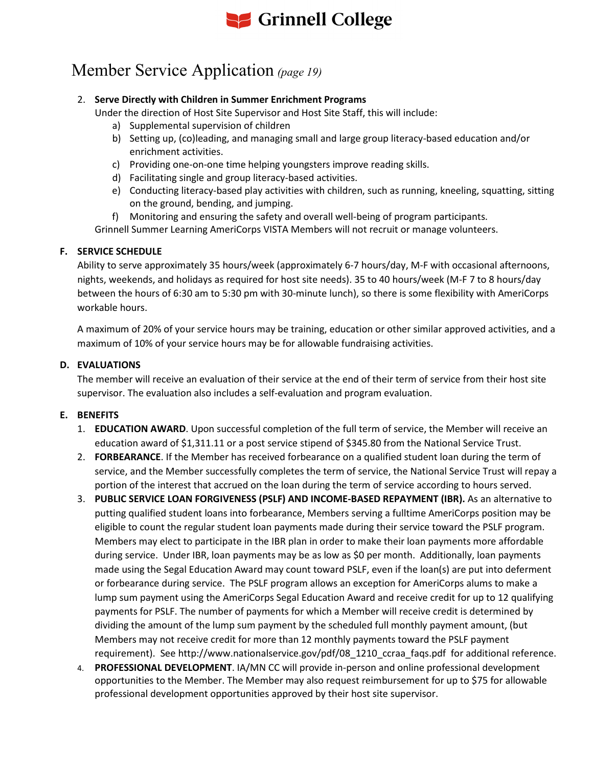# Member Service Application *(page 19)*

2. **Serve Directly with Children in Summer Enrichment Programs**
   Under the direction of Host Site Supervisor and Host Site Staff, this will include:
   a) Supplemental supervision of children
   b) Setting up, (co)leading, and managing small and large group literacy-based education and/or enrichment activities.
   c) Providing one-on-one time helping youngsters improve reading skills.
   d) Facilitating single and group literacy-based activities.
   e) Conducting literacy-based play activities with children, such as running, kneeling, squatting, sitting on the ground, bending, and jumping.
   f) Monitoring and ensuring the safety and overall well-being of program participants.

   Grinnell Summer Learning AmeriCorps VISTA Members will not recruit or manage volunteers.

**F. SERVICE SCHEDULE**

Ability to serve approximately 35 hours/week (approximately 6-7 hours/day, M-F with occasional afternoons, nights, weekends, and holidays as required for host site needs). 35 to 40 hours/week (M-F 7 to 8 hours/day between the hours of 6:30 am to 5:30 pm with 30-minute lunch), so there is some flexibility with AmeriCorps workable hours.

A maximum of 20% of your service hours may be training, education or other similar approved activities, and a maximum of 10% of your service hours may be for allowable fundraising activities.

**D. EVALUATIONS**

The member will receive an evaluation of their service at the end of their term of service from their host site supervisor. The evaluation also includes a self-evaluation and program evaluation.

**E. BENEFITS**

1. **EDUCATION AWARD**. Upon successful completion of the full term of service, the Member will receive an education award of $1,311.11 or a post service stipend of $345.80 from the National Service Trust.
2. **FORBEARANCE**. If the Member has received forbearance on a qualified student loan during the term of service, and the Member successfully completes the term of service, the National Service Trust will repay a portion of the interest that accrued on the loan during the term of service according to hours served.
3. **PUBLIC SERVICE LOAN FORGIVENESS (PSLF) AND INCOME-BASED REPAYMENT (IBR).** As an alternative to putting qualified student loans into forbearance, Members serving a fulltime AmeriCorps position may be eligible to count the regular student loan payments made during their service toward the PSLF program. Members may elect to participate in the IBR plan in order to make their loan payments more affordable during service. Under IBR, loan payments may be as low as $0 per month. Additionally, loan payments made using the Segal Education Award may count toward PSLF, even if the loan(s) are put into deferment or forbearance during service. The PSLF program allows an exception for AmeriCorps alums to make a lump sum payment using the AmeriCorps Segal Education Award and receive credit for up to 12 qualifying payments for PSLF. The number of payments for which a Member will receive credit is determined by dividing the amount of the lump sum payment by the scheduled full monthly payment amount, (but Members may not receive credit for more than 12 monthly payments toward the PSLF payment requirement). See http://www.nationalservice.gov/pdf/08_1210_ccraa_faqs.pdf for additional reference.
4. **PROFESSIONAL DEVELOPMENT**. IA/MN CC will provide in-person and online professional development opportunities to the Member. The Member may also request reimbursement for up to $75 for allowable professional development opportunities approved by their host site supervisor.